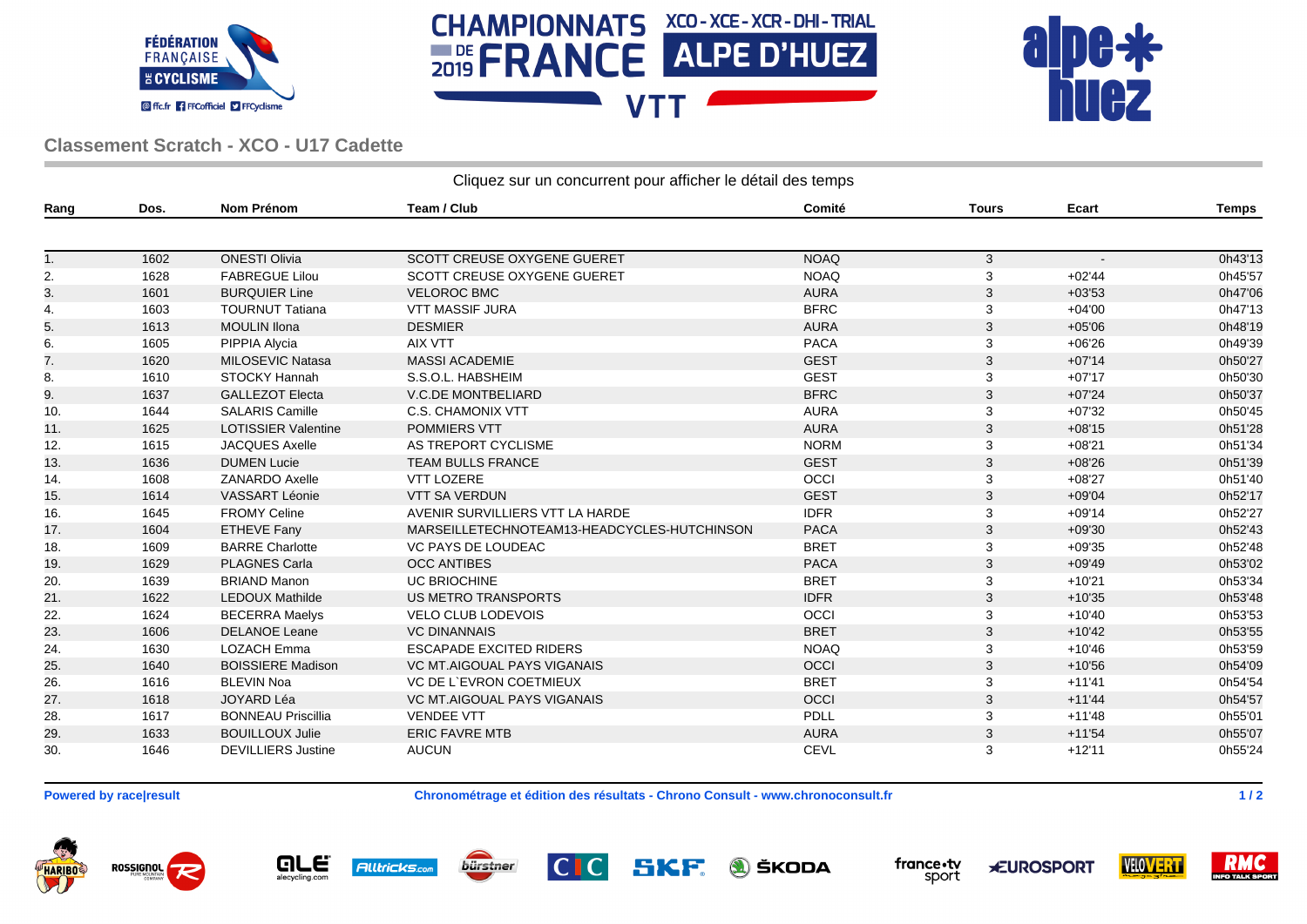## Classement Scratch - XCO - U17 Cadette

Cliquez sur un concurrent pour afficher le détail des temps

| Rang | Dos. | Nom Prénom | Team / Club | Comité | Tours | Ecart | Temps |
|---|---|---|---|---|---|---|---|
| 1. | 1602 | ONESTI Olivia | SCOTT CREUSE OXYGENE GUERET | NOAQ | 3 | - | 0h43'13 |
| 2. | 1628 | FABREGUE Lilou | SCOTT CREUSE OXYGENE GUERET | NOAQ | 3 | +02'44 | 0h45'57 |
| 3. | 1601 | BURQUIER Line | VELOROC BMC | AURA | 3 | +03'53 | 0h47'06 |
| 4. | 1603 | TOURNUT Tatiana | VTT MASSIF JURA | BFRC | 3 | +04'00 | 0h47'13 |
| 5. | 1613 | MOULIN Ilona | DESMIER | AURA | 3 | +05'06 | 0h48'19 |
| 6. | 1605 | PIPPIA Alycia | AIX VTT | PACA | 3 | +06'26 | 0h49'39 |
| 7. | 1620 | MILOSEVIC Natasa | MASSI ACADEMIE | GEST | 3 | +07'14 | 0h50'27 |
| 8. | 1610 | STOCKY Hannah | S.S.O.L. HABSHEIM | GEST | 3 | +07'17 | 0h50'30 |
| 9. | 1637 | GALLEZOT Electa | V.C.DE MONTBELIARD | BFRC | 3 | +07'24 | 0h50'37 |
| 10. | 1644 | SALARIS Camille | C.S. CHAMONIX VTT | AURA | 3 | +07'32 | 0h50'45 |
| 11. | 1625 | LOTISSIER Valentine | POMMIERS VTT | AURA | 3 | +08'15 | 0h51'28 |
| 12. | 1615 | JACQUES Axelle | AS TREPORT CYCLISME | NORM | 3 | +08'21 | 0h51'34 |
| 13. | 1636 | DUMEN Lucie | TEAM BULLS FRANCE | GEST | 3 | +08'26 | 0h51'39 |
| 14. | 1608 | ZANARDO Axelle | VTT LOZERE | OCCI | 3 | +08'27 | 0h51'40 |
| 15. | 1614 | VASSART Léonie | VTT SA VERDUN | GEST | 3 | +09'04 | 0h52'17 |
| 16. | 1645 | FROMY Celine | AVENIR SURVILLIERS VTT LA HARDE | IDFR | 3 | +09'14 | 0h52'27 |
| 17. | 1604 | ETHEVE Fany | MARSEILLETECHNOTEAM13-HEADCYCLES-HUTCHINSON | PACA | 3 | +09'30 | 0h52'43 |
| 18. | 1609 | BARRE Charlotte | VC PAYS DE LOUDEAC | BRET | 3 | +09'35 | 0h52'48 |
| 19. | 1629 | PLAGNES Carla | OCC ANTIBES | PACA | 3 | +09'49 | 0h53'02 |
| 20. | 1639 | BRIAND Manon | UC BRIOCHINE | BRET | 3 | +10'21 | 0h53'34 |
| 21. | 1622 | LEDOUX Mathilde | US METRO TRANSPORTS | IDFR | 3 | +10'35 | 0h53'48 |
| 22. | 1624 | BECERRA Maelys | VELO CLUB LODEVOIS | OCCI | 3 | +10'40 | 0h53'53 |
| 23. | 1606 | DELANOE Leane | VC DINANNAIS | BRET | 3 | +10'42 | 0h53'55 |
| 24. | 1630 | LOZACH Emma | ESCAPADE EXCITED RIDERS | NOAQ | 3 | +10'46 | 0h53'59 |
| 25. | 1640 | BOISSIERE Madison | VC MT.AIGOUAL PAYS VIGANAIS | OCCI | 3 | +10'56 | 0h54'09 |
| 26. | 1616 | BLEVIN Noa | VC DE L`EVRON COETMIEUX | BRET | 3 | +11'41 | 0h54'54 |
| 27. | 1618 | JOYARD Léa | VC MT.AIGOUAL PAYS VIGANAIS | OCCI | 3 | +11'44 | 0h54'57 |
| 28. | 1617 | BONNEAU Priscillia | VENDEE VTT | PDLL | 3 | +11'48 | 0h55'01 |
| 29. | 1633 | BOUILLOUX Julie | ERIC FAVRE MTB | AURA | 3 | +11'54 | 0h55'07 |
| 30. | 1646 | DEVILLIERS Justine | AUCUN | CEVL | 3 | +12'11 | 0h55'24 |

**Powered by race|result** **Chronométrage et édition des résultats - Chrono Consult - www.chronoconsult.fr**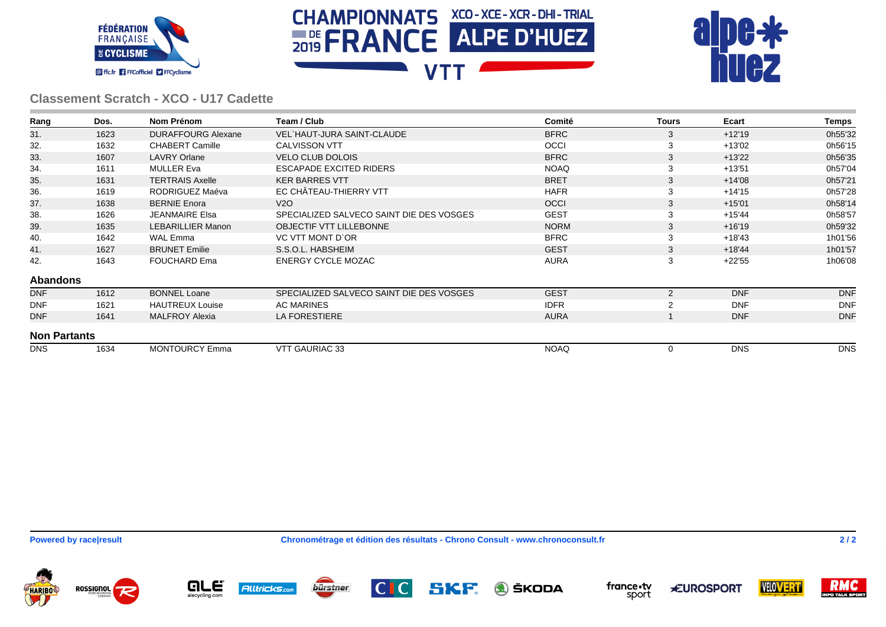## Classement Scratch - XCO - U17 Cadette

| Rang | Dos. | Nom Prénom | Team / Club | Comité | Tours | Ecart | Temps |
|---|---|---|---|---|---|---|---|
| 31. | 1623 | DURAFFOURG Alexane | VEL`HAUT-JURA SAINT-CLAUDE | BFRC | 3 | +12'19 | 0h55'32 |
| 32. | 1632 | CHABERT Camille | CALVISSON VTT | OCCI | 3 | +13'02 | 0h56'15 |
| 33. | 1607 | LAVRY Orlane | VELO CLUB DOLOIS | BFRC | 3 | +13'22 | 0h56'35 |
| 34. | 1611 | MULLER Eva | ESCAPADE EXCITED RIDERS | NOAQ | 3 | +13'51 | 0h57'04 |
| 35. | 1631 | TERTRAIS Axelle | KER BARRES VTT | BRET | 3 | +14'08 | 0h57'21 |
| 36. | 1619 | RODRIGUEZ Maéva | EC CHÂTEAU-THIERRY VTT | HAFR | 3 | +14'15 | 0h57'28 |
| 37. | 1638 | BERNIE Enora | V2O | OCCI | 3 | +15'01 | 0h58'14 |
| 38. | 1626 | JEANMAIRE Elsa | SPECIALIZED SALVECO SAINT DIE DES VOSGES | GEST | 3 | +15'44 | 0h58'57 |
| 39. | 1635 | LEBARILLIER Manon | OBJECTIF VTT LILLEBONNE | NORM | 3 | +16'19 | 0h59'32 |
| 40. | 1642 | WAL Emma | VC VTT MONT D`OR | BFRC | 3 | +18'43 | 1h01'56 |
| 41. | 1627 | BRUNET Emilie | S.S.O.L. HABSHEIM | GEST | 3 | +18'44 | 1h01'57 |
| 42. | 1643 | FOUCHARD Ema | ENERGY CYCLE MOZAC | AURA | 3 | +22'55 | 1h06'08 |

### Abandons

| | | | | | | | |
|---|---|---|---|---|---|---|---|
| DNF | 1612 | BONNEL Loane | SPECIALIZED SALVECO SAINT DIE DES VOSGES | GEST | 2 | DNF | DNF |
| DNF | 1621 | HAUTREUX Louise | AC MARINES | IDFR | 2 | DNF | DNF |
| DNF | 1641 | MALFROY Alexia | LA FORESTIERE | AURA | 1 | DNF | DNF |

### Non Partants

| | | | | | | | |
|---|---|---|---|---|---|---|---|
| DNS | 1634 | MONTOURCY Emma | VTT GAURIAC 33 | NOAQ | 0 | DNS | DNS |

Powered by race|result — Chronométrage et édition des résultats - Chrono Consult - www.chronoconsult.fr